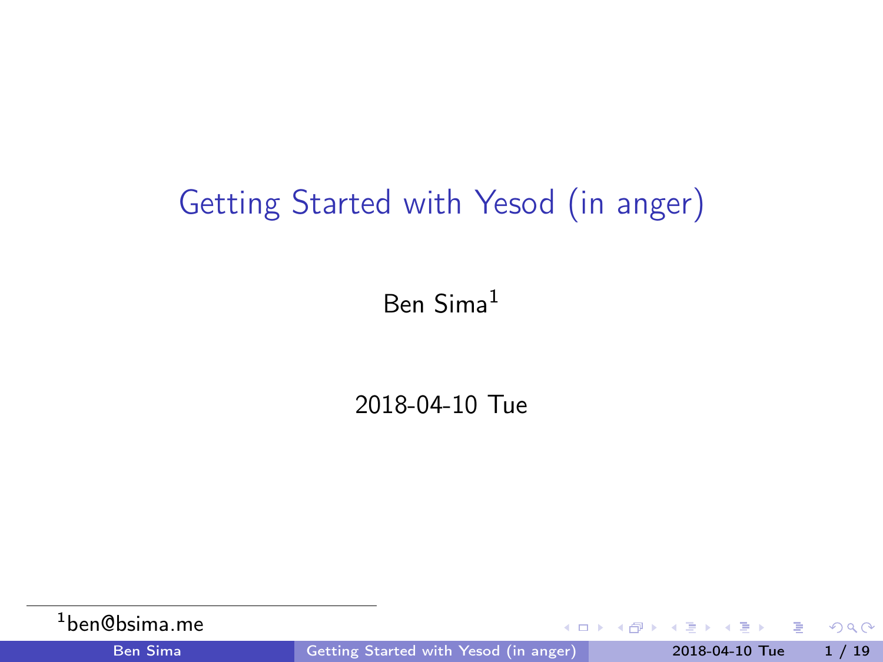# Getting Started with Yesod (in anger)

Ben Sima[1]

2018-04-10 Tue

[1] ben@bsima.me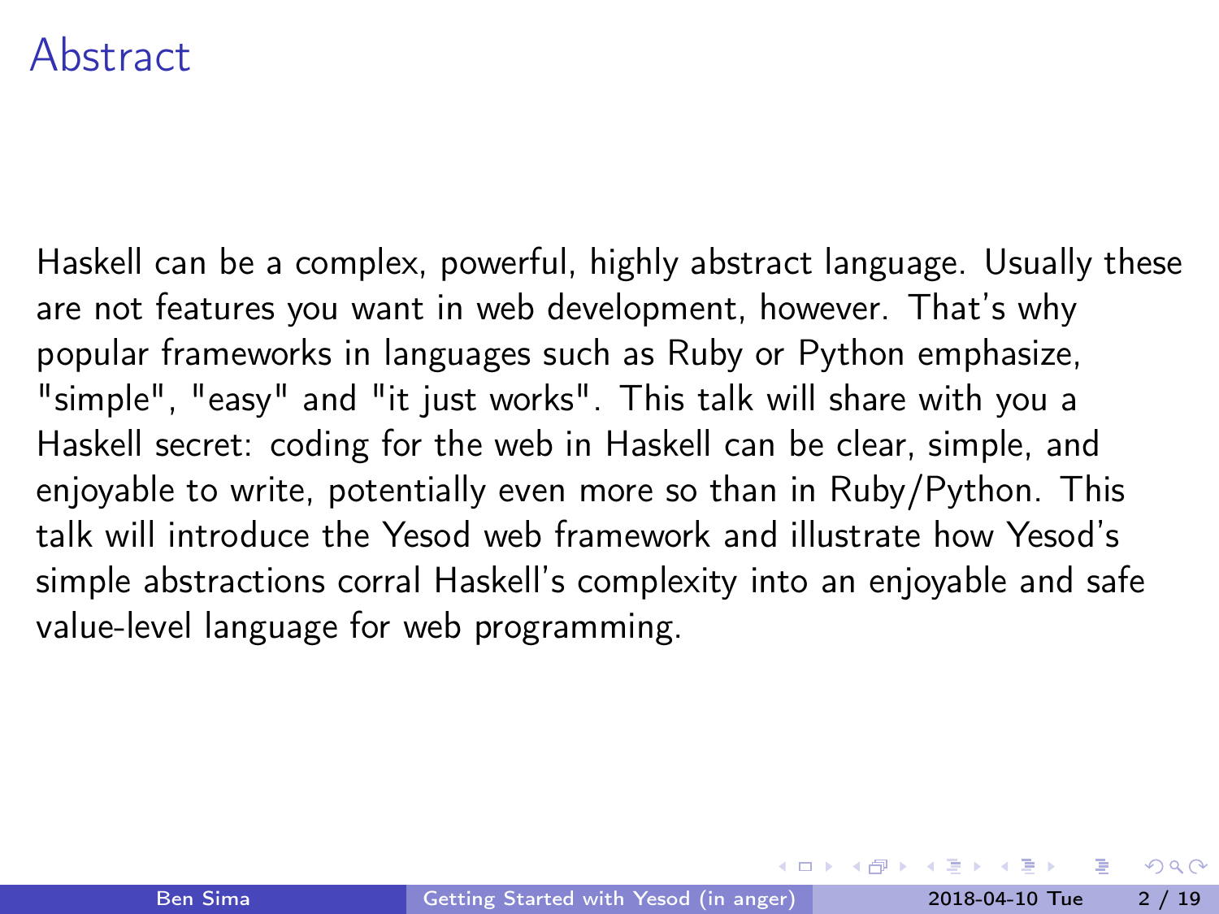# Abstract

Haskell can be a complex, powerful, highly abstract language. Usually these are not features you want in web development, however. That's why popular frameworks in languages such as Ruby or Python emphasize, "simple", "easy" and "it just works". This talk will share with you a Haskell secret: coding for the web in Haskell can be clear, simple, and enjoyable to write, potentially even more so than in Ruby/Python. This talk will introduce the Yesod web framework and illustrate how Yesod's simple abstractions corral Haskell's complexity into an enjoyable and safe value-level language for web programming.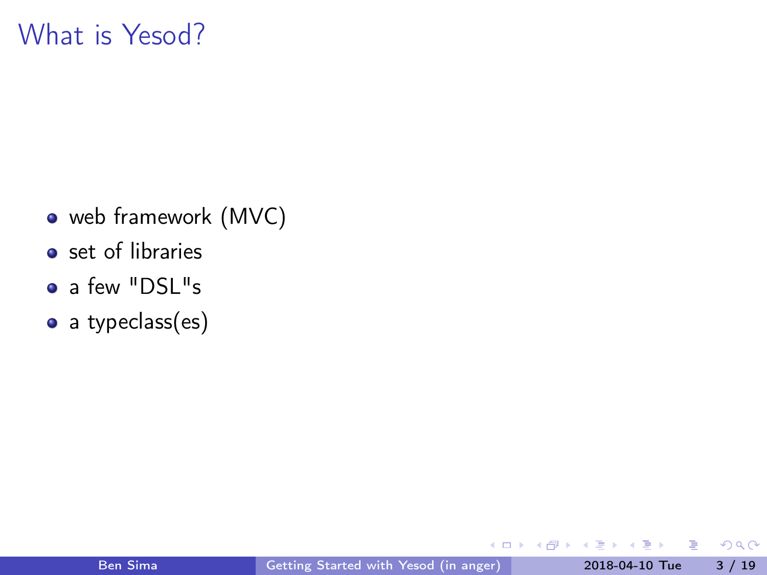# What is Yesod?

- web framework (MVC)
- set of libraries
- a few "DSL"s
- a typeclass(es)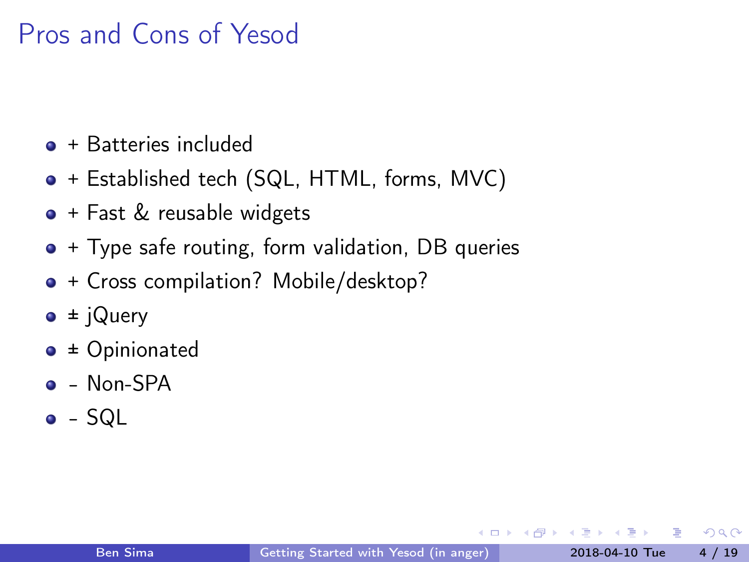# Pros and Cons of Yesod

- + Batteries included
- + Established tech (SQL, HTML, forms, MVC)
- + Fast & reusable widgets
- + Type safe routing, form validation, DB queries
- + Cross compilation? Mobile/desktop?
- ± jQuery
- ± Opinionated
- - Non-SPA
- - SQL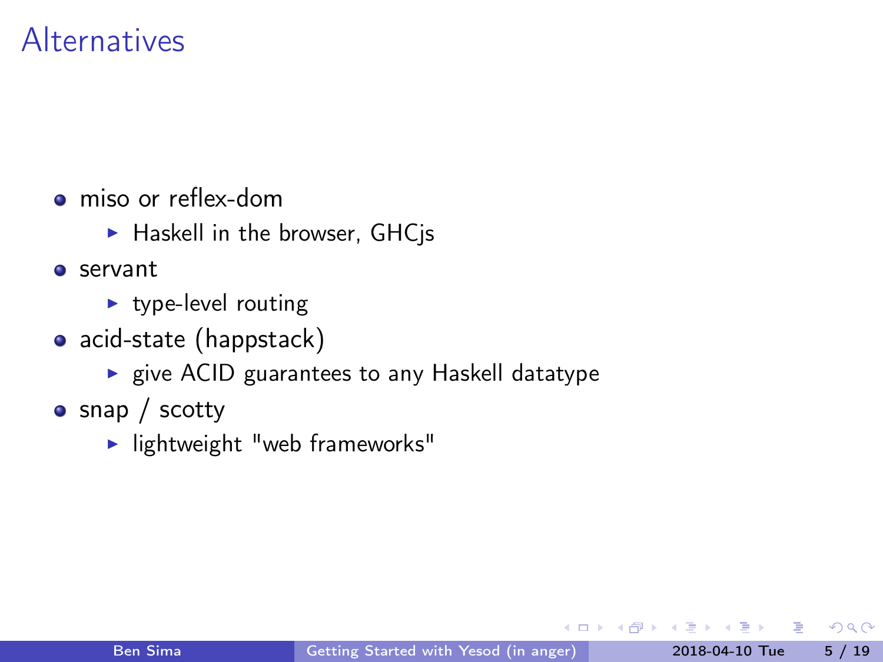# Alternatives

- miso or reflex-dom
  - Haskell in the browser, GHCjs
- servant
  - type-level routing
- acid-state (happstack)
  - give ACID guarantees to any Haskell datatype
- snap / scotty
  - lightweight "web frameworks"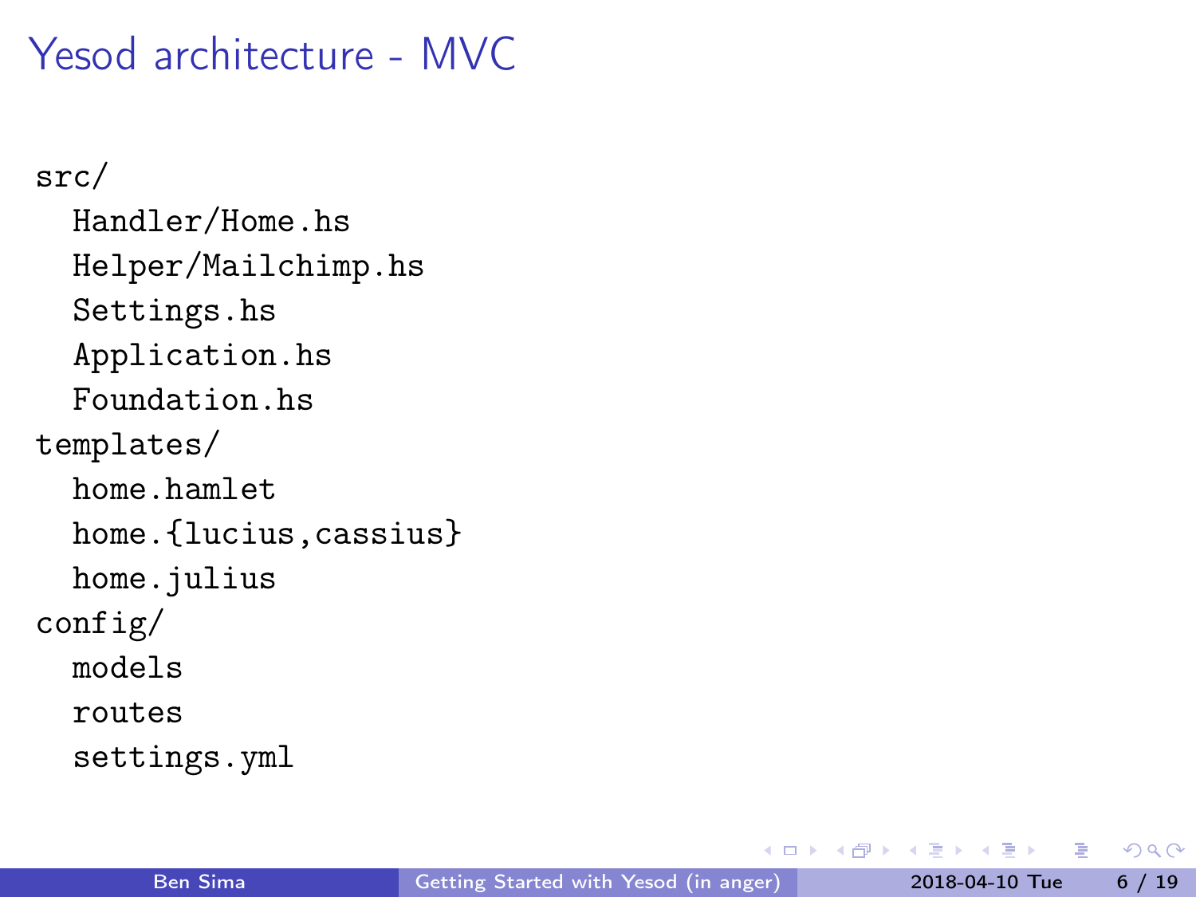# Yesod architecture - MVC

```
src/
  Handler/Home.hs
  Helper/Mailchimp.hs
  Settings.hs
  Application.hs
  Foundation.hs
templates/
  home.hamlet
  home.{lucius,cassius}
  home.julius
config/
  models
  routes
  settings.yml
```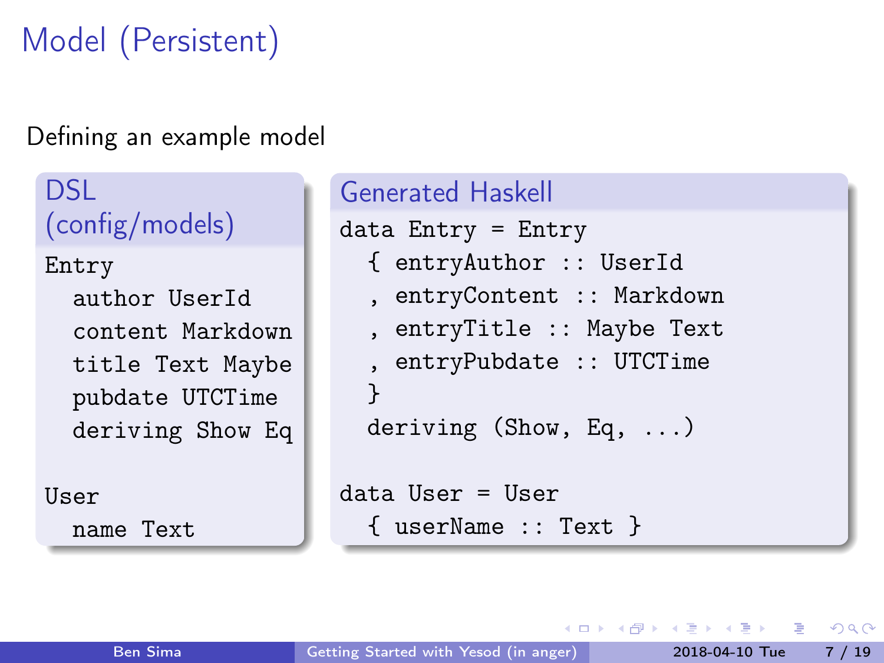# Model (Persistent)

Defining an example model

### DSL (config/models)

```
Entry
  author UserId
  content Markdown
  title Text Maybe
  pubdate UTCTime
  deriving Show Eq

User
  name Text
```

### Generated Haskell

```haskell
data Entry = Entry
  { entryAuthor :: UserId
  , entryContent :: Markdown
  , entryTitle :: Maybe Text
  , entryPubdate :: UTCTime
  }
  deriving (Show, Eq, ...)

data User = User
  { userName :: Text }
```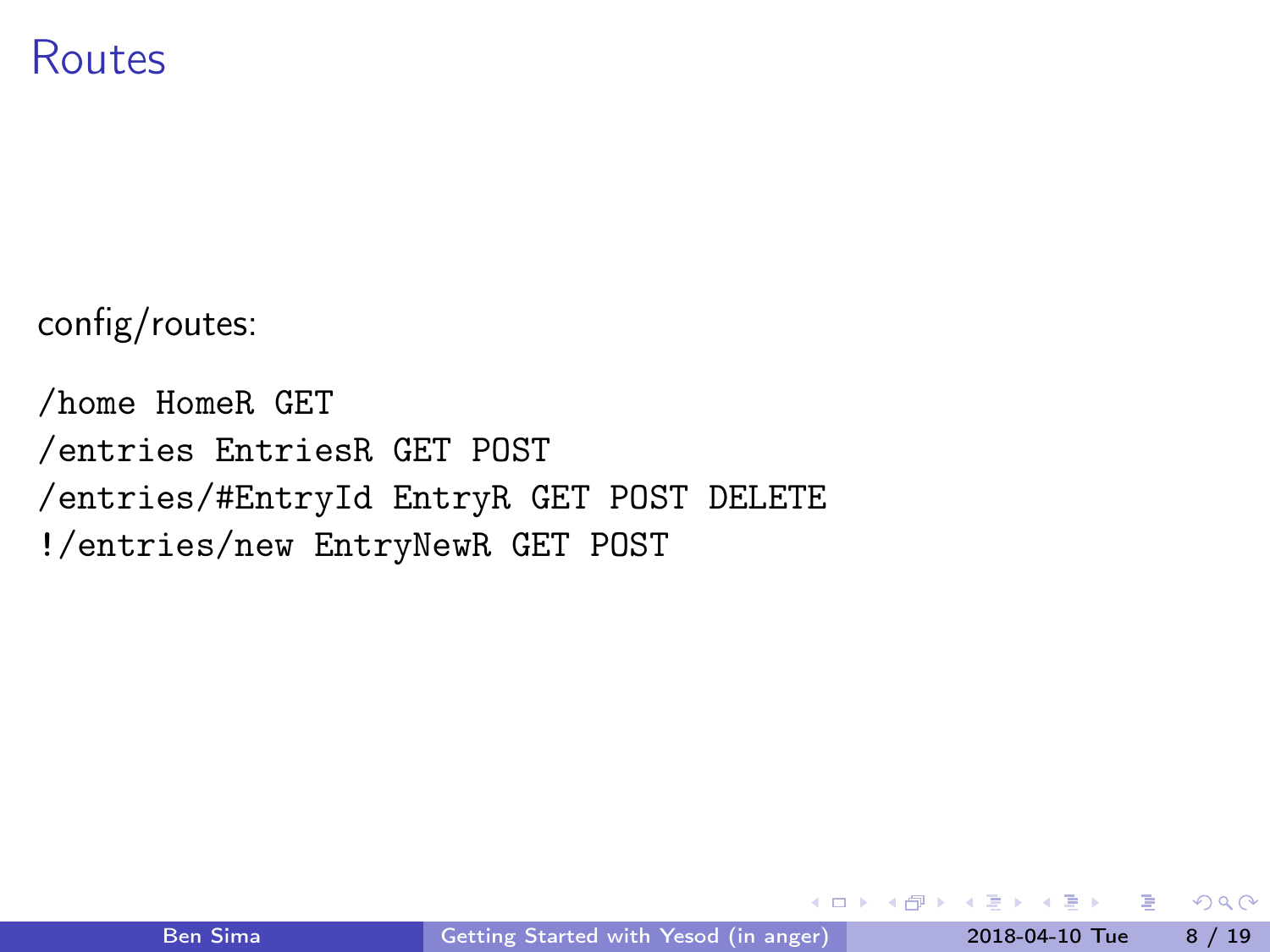# Routes

config/routes:

```
/home HomeR GET
/entries EntriesR GET POST
/entries/#EntryId EntryR GET POST DELETE
!/entries/new EntryNewR GET POST
```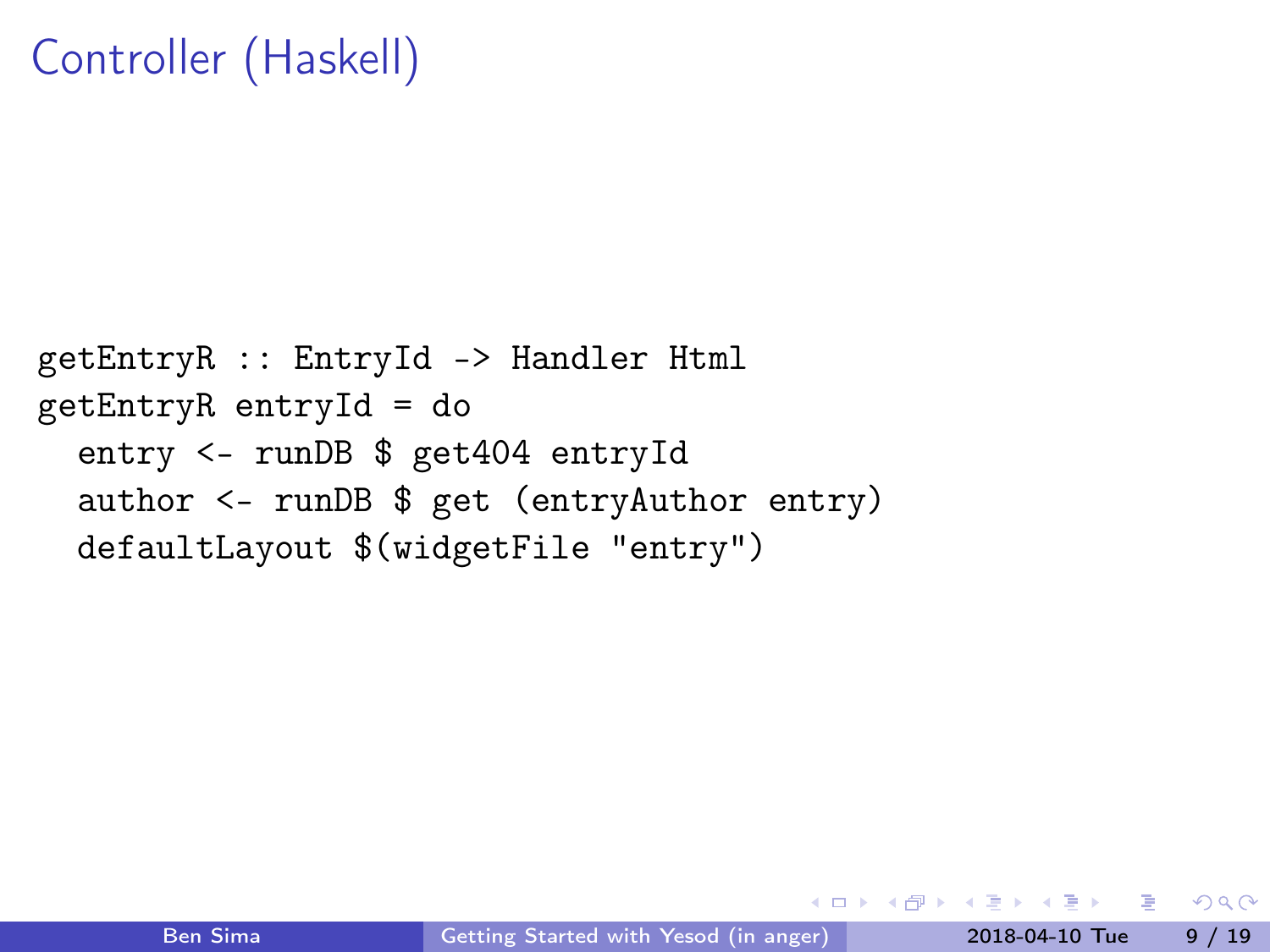# Controller (Haskell)

```haskell
getEntryR :: EntryId -> Handler Html
getEntryR entryId = do
  entry <- runDB $ get404 entryId
  author <- runDB $ get (entryAuthor entry)
  defaultLayout $(widgetFile "entry")
```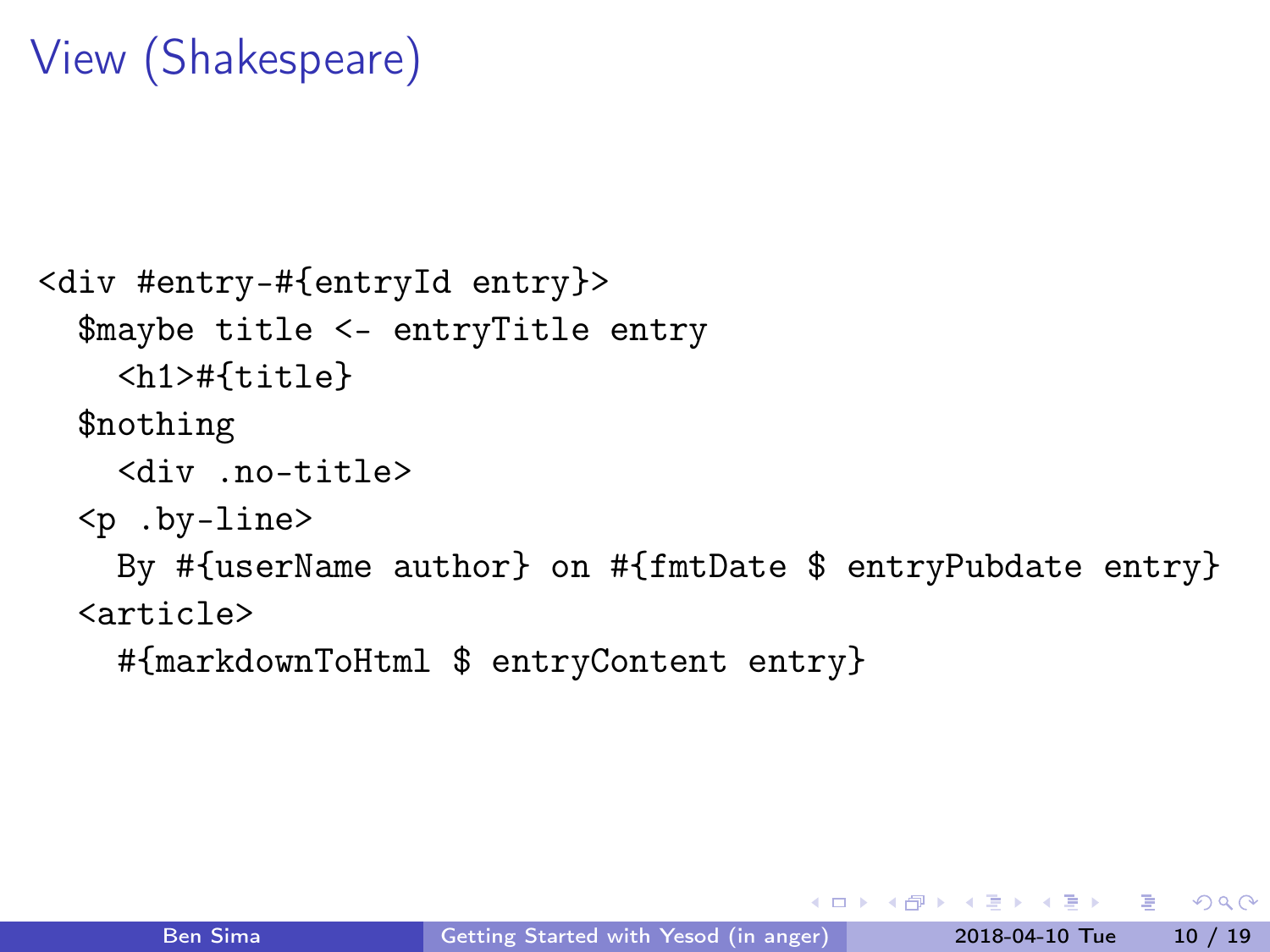# View (Shakespeare)

```
<div #entry-#{entryId entry}>
  $maybe title <- entryTitle entry
    <h1>#{title}
  $nothing
    <div .no-title>
  <p .by-line>
    By #{userName author} on #{fmtDate $ entryPubdate entry}
  <article>
    #{markdownToHtml $ entryContent entry}
```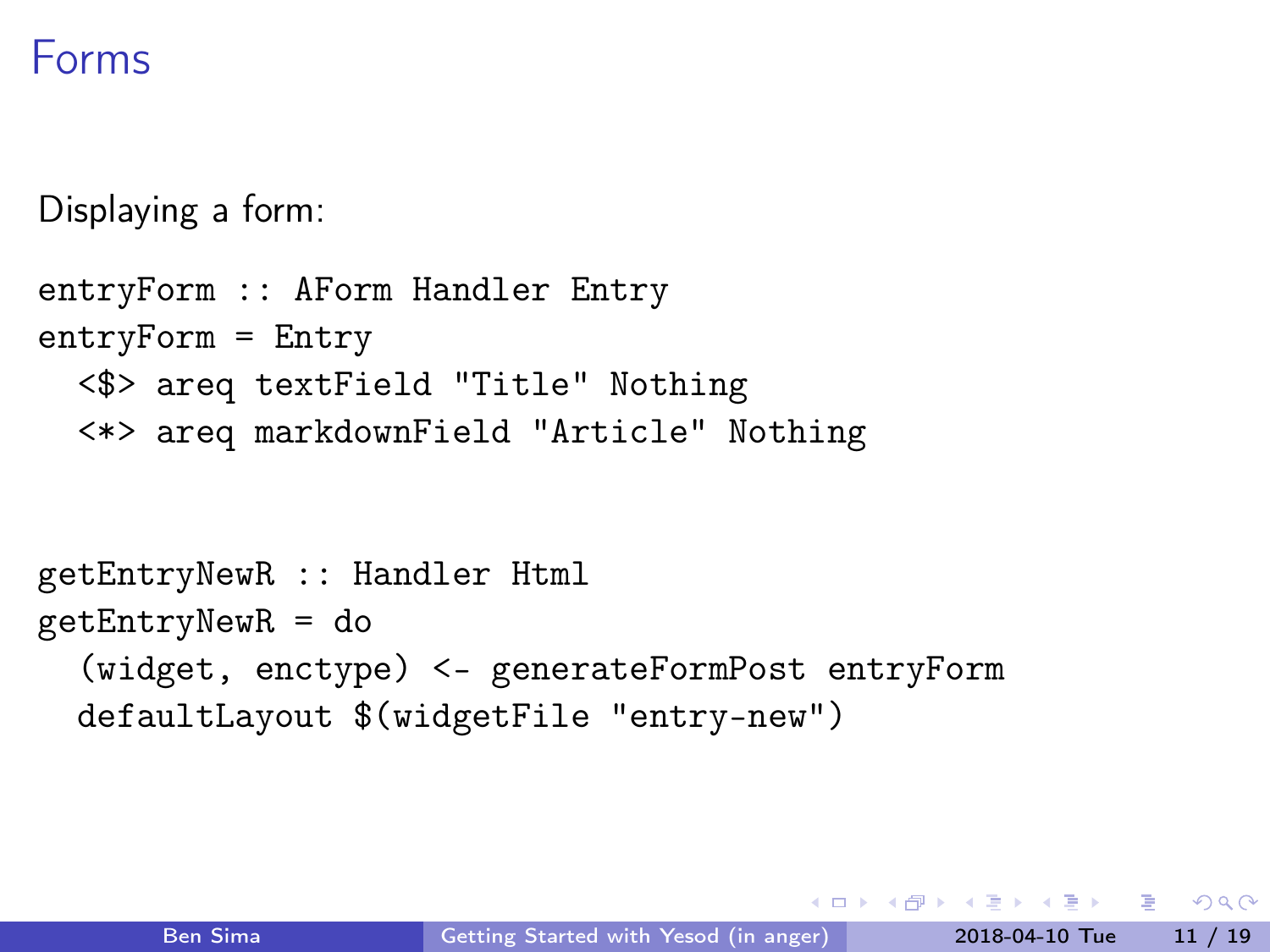# Forms

Displaying a form:

```
entryForm :: AForm Handler Entry
entryForm = Entry
  <$> areq textField "Title" Nothing
  <*> areq markdownField "Article" Nothing
```

```
getEntryNewR :: Handler Html
getEntryNewR = do
  (widget, enctype) <- generateFormPost entryForm
  defaultLayout $(widgetFile "entry-new")
```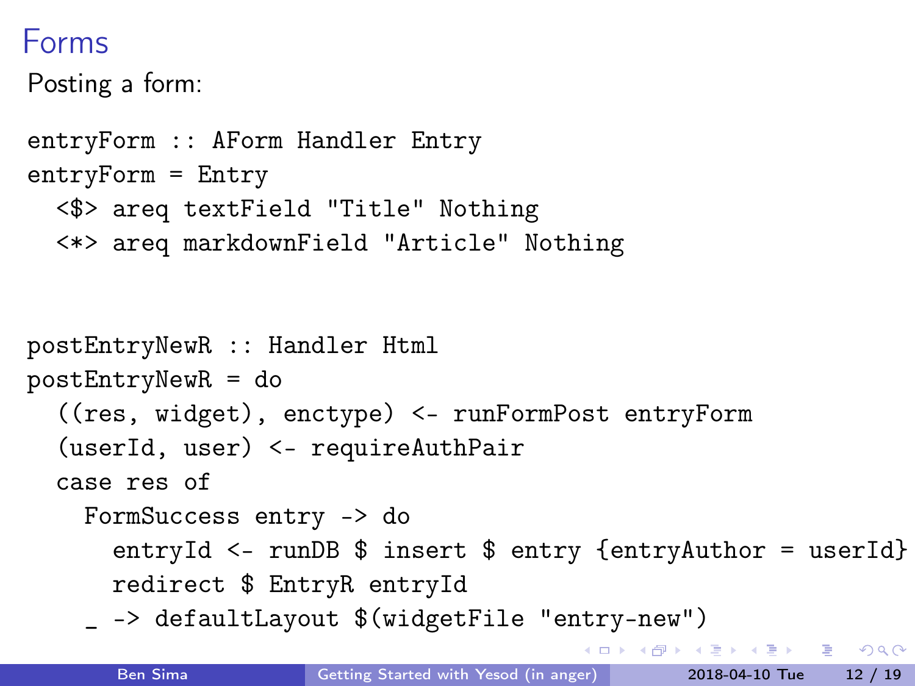# Forms

Posting a form:

```
entryForm :: AForm Handler Entry
entryForm = Entry
  <$> areq textField "Title" Nothing
  <*> areq markdownField "Article" Nothing
```

```
postEntryNewR :: Handler Html
postEntryNewR = do
  ((res, widget), enctype) <- runFormPost entryForm
  (userId, user) <- requireAuthPair
  case res of
    FormSuccess entry -> do
      entryId <- runDB $ insert $ entry {entryAuthor = userId}
      redirect $ EntryR entryId
    _ -> defaultLayout $(widgetFile "entry-new")
```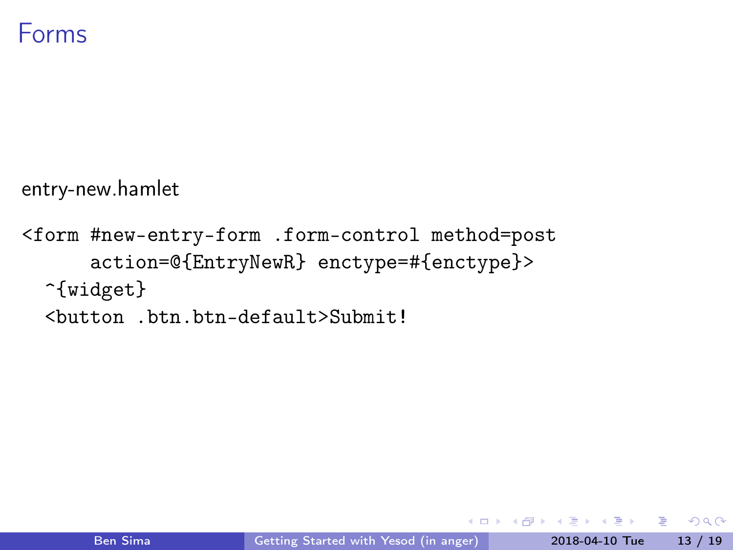# Forms

entry-new.hamlet

```
<form #new-entry-form .form-control method=post
      action=@{EntryNewR} enctype=#{enctype}>
  ^{widget}
  <button .btn.btn-default>Submit!
```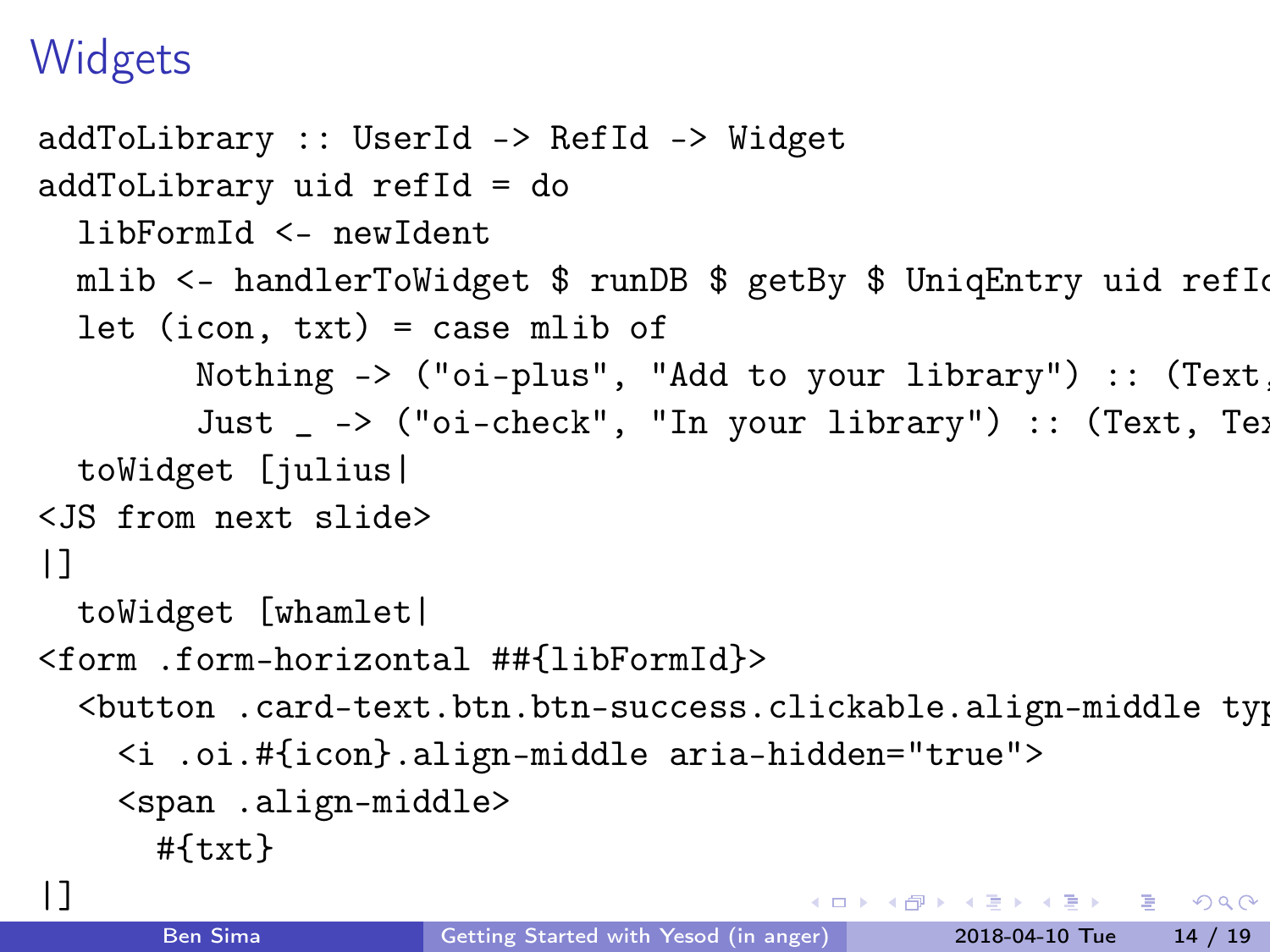# Widgets

```
addToLibrary :: UserId -> RefId -> Widget
addToLibrary uid refId = do
  libFormId <- newIdent
  mlib <- handlerToWidget $ runDB $ getBy $ UniqEntry uid refIc
  let (icon, txt) = case mlib of
        Nothing -> ("oi-plus", "Add to your library") :: (Text,
        Just _ -> ("oi-check", "In your library") :: (Text, Tex
  toWidget [julius|
<JS from next slide>
|]
  toWidget [whamlet|
<form .form-horizontal ##{libFormId}>
  <button .card-text.btn.btn-success.clickable.align-middle typ
    <i .oi.#{icon}.align-middle aria-hidden="true">
    <span .align-middle>
      #{txt}
|]
```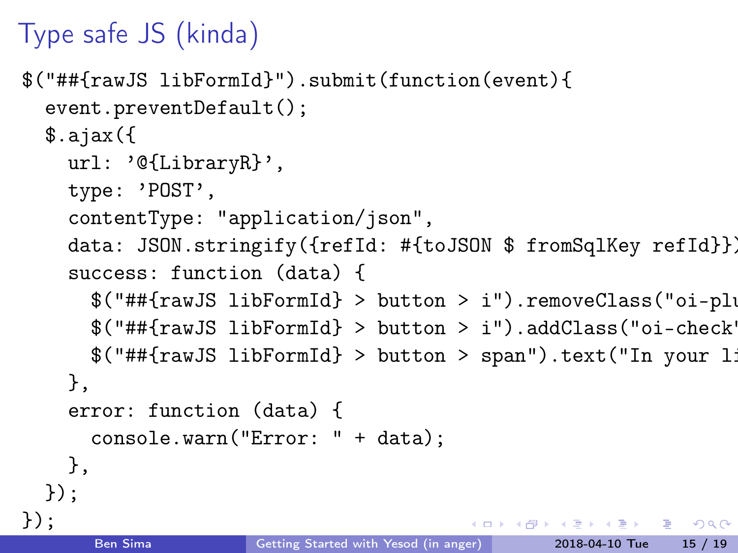# Type safe JS (kinda)

```
$("##{rawJS libFormId}").submit(function(event){
  event.preventDefault();
  $.ajax({
    url: '@{LibraryR}',
    type: 'POST',
    contentType: "application/json",
    data: JSON.stringify({refId: #{toJSON $ fromSqlKey refId}})
    success: function (data) {
      $("##{rawJS libFormId} > button > i").removeClass("oi-plu
      $("##{rawJS libFormId} > button > i").addClass("oi-check'
      $("##{rawJS libFormId} > button > span").text("In your li
    },
    error: function (data) {
      console.warn("Error: " + data);
    },
  });
});
```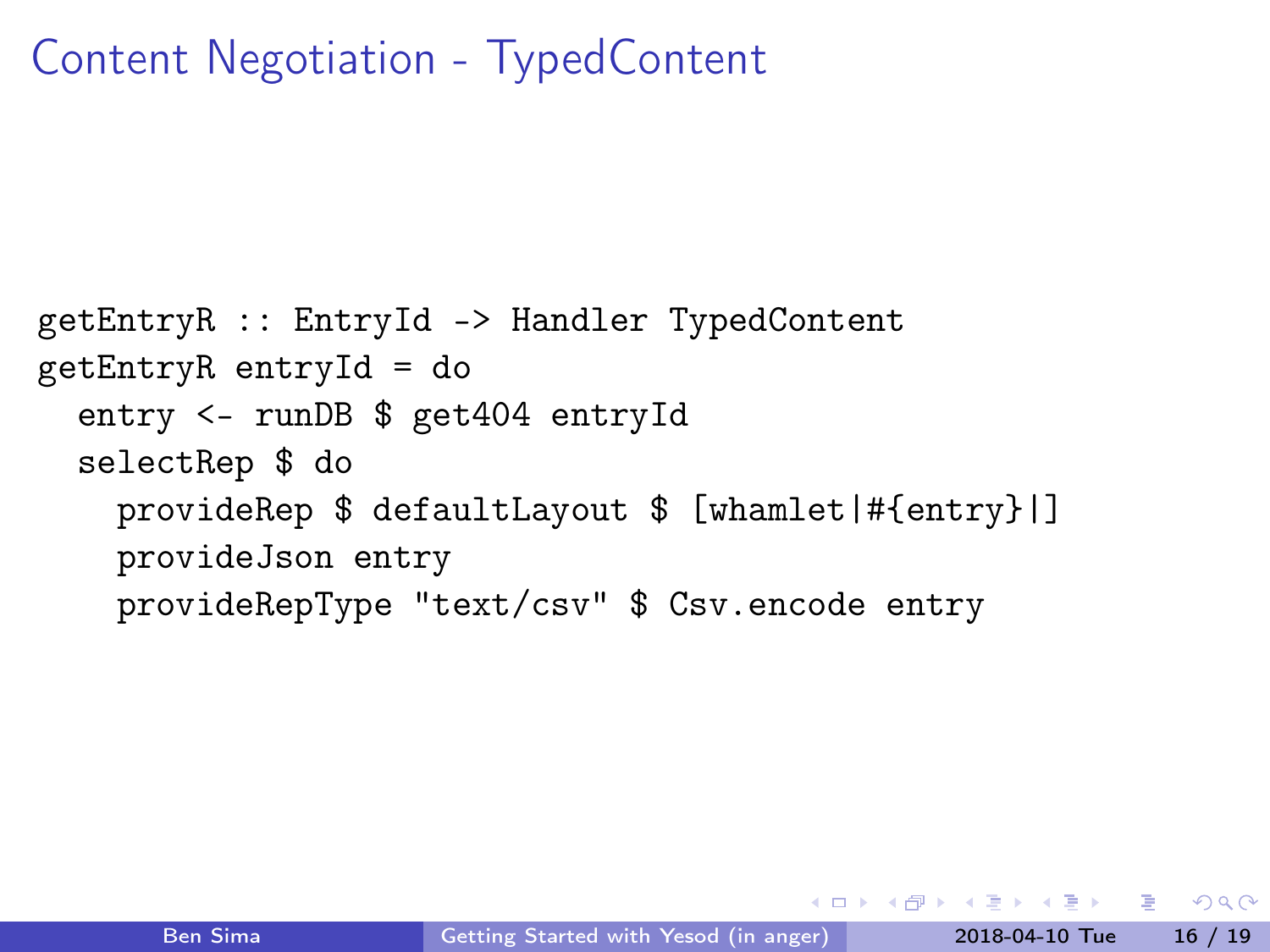# Content Negotiation - TypedContent

```
getEntryR :: EntryId -> Handler TypedContent
getEntryR entryId = do
  entry <- runDB $ get404 entryId
  selectRep $ do
    provideRep $ defaultLayout $ [whamlet|#{entry}|]
    provideJson entry
    provideRepType "text/csv" $ Csv.encode entry
```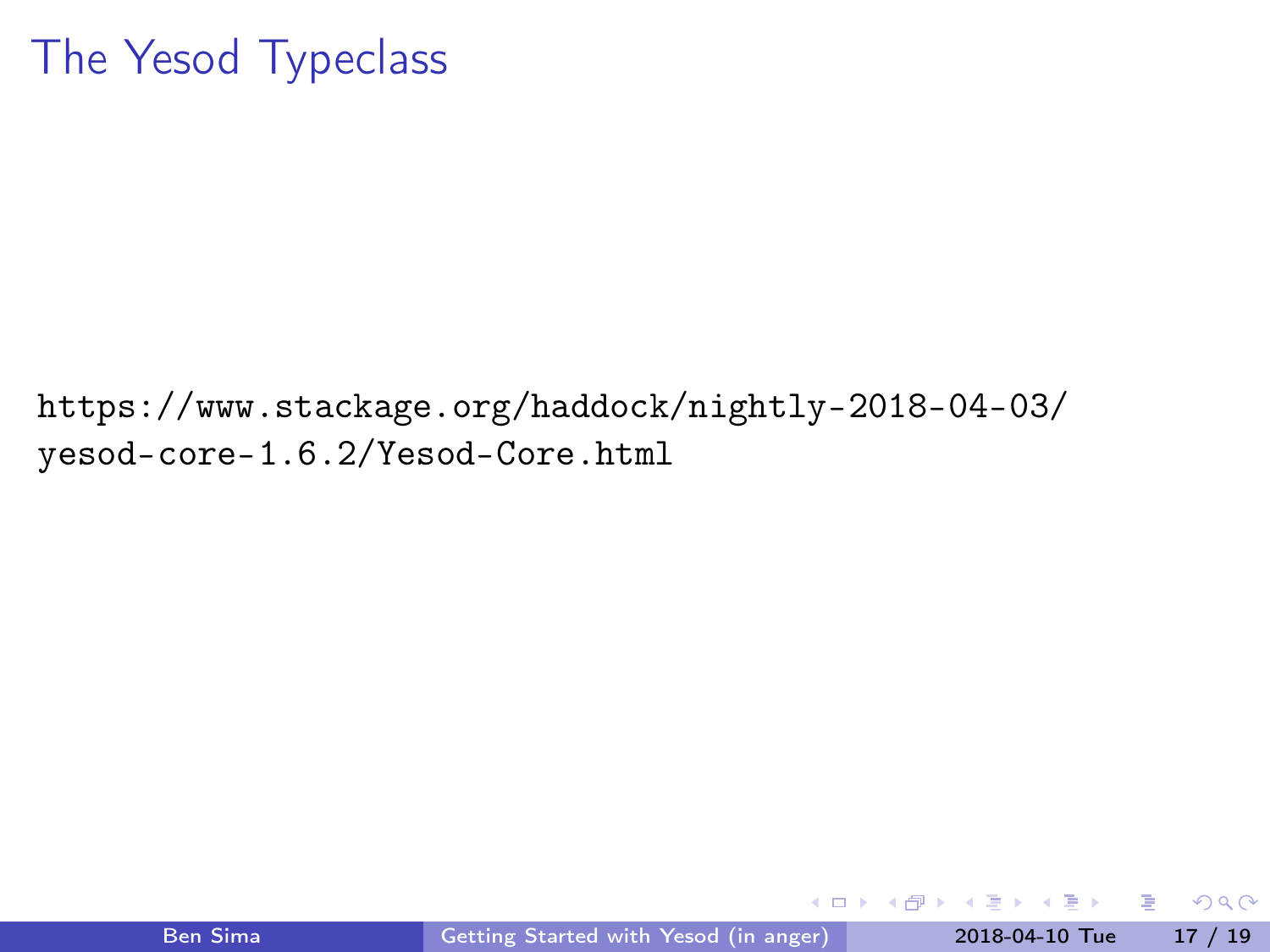# The Yesod Typeclass

https://www.stackage.org/haddock/nightly-2018-04-03/yesod-core-1.6.2/Yesod-Core.html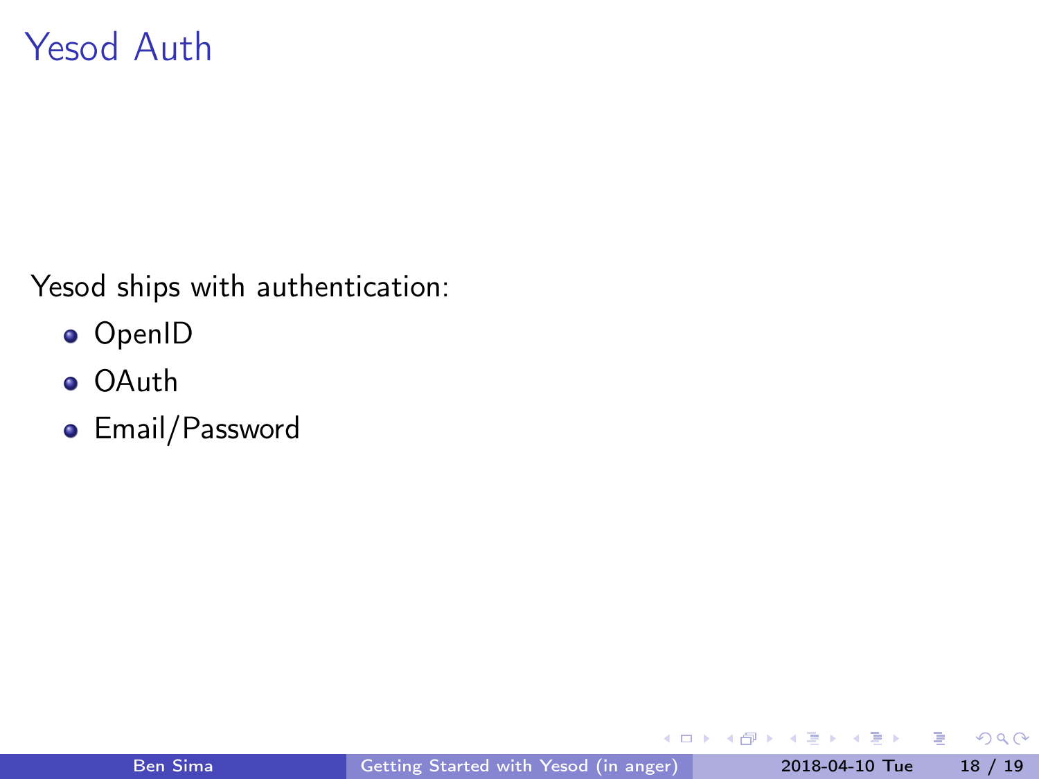# Yesod Auth

Yesod ships with authentication:

- OpenID
- OAuth
- Email/Password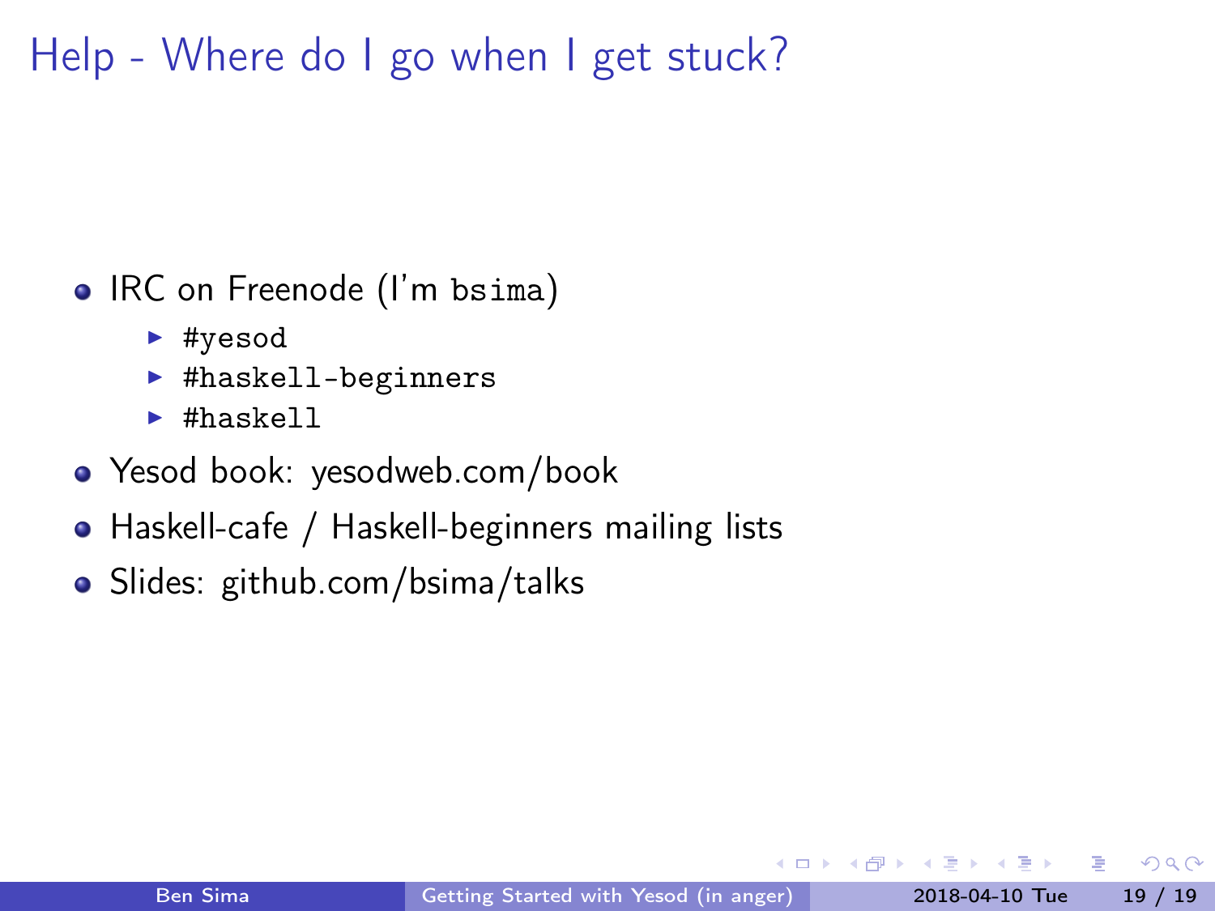# Help - Where do I go when I get stuck?

- IRC on Freenode (I'm `bsima`)
  - `#yesod`
  - `#haskell-beginners`
  - `#haskell`
- Yesod book: yesodweb.com/book
- Haskell-cafe / Haskell-beginners mailing lists
- Slides: github.com/bsima/talks